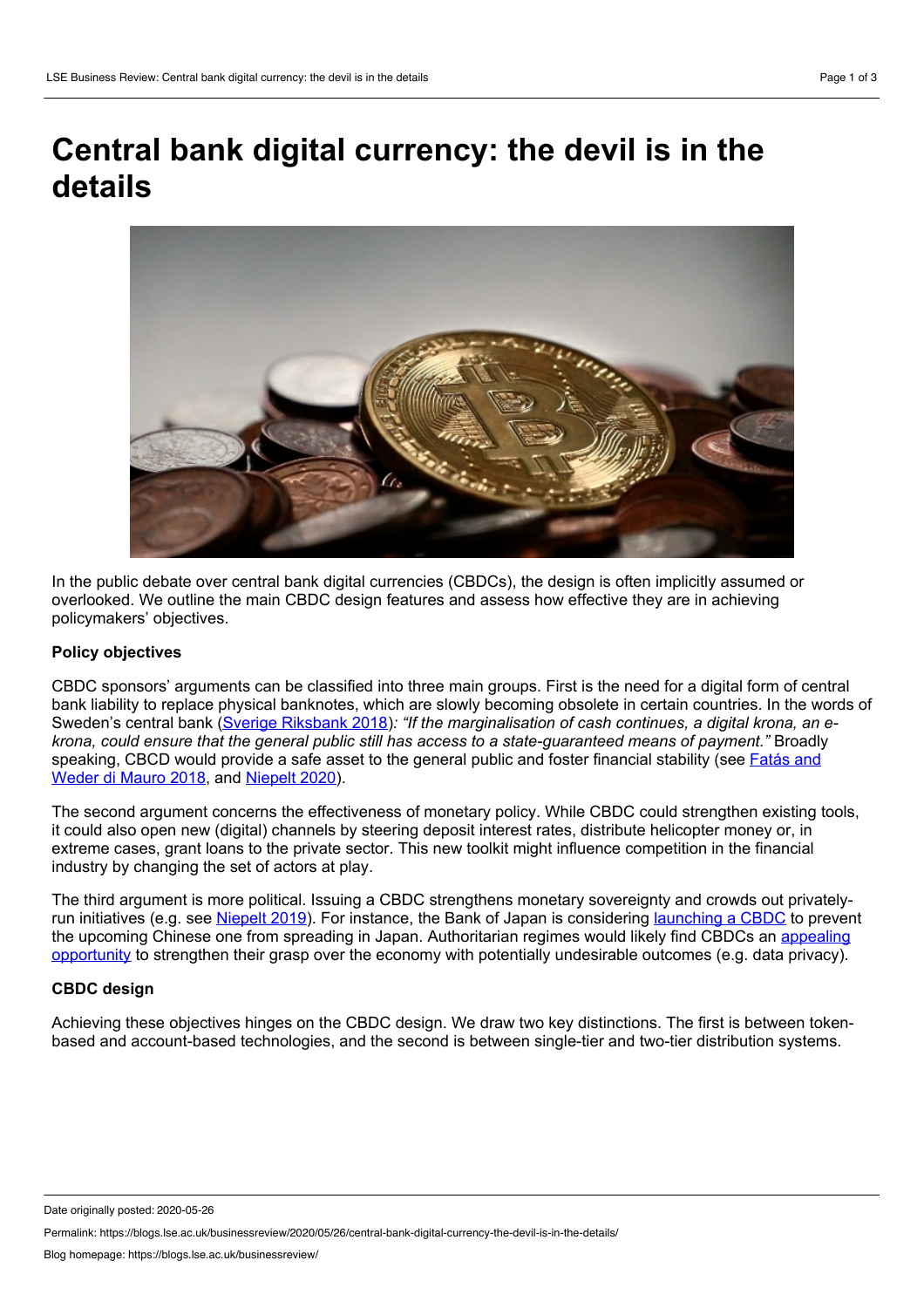# Central bank digital currency: the devil is in the details

In the public debate over central bank digital currencies (CBDCs), the design is often implicitly assumed or overlooked. We outline the main CBDC design features and assess how effective they are in achieving policymakers' objectives.

**Policy objectives**

CBDC sponsors' arguments can be classified into three main groups. First is the need for a digital form of central bank liability to replace physical banknotes, which are slowly becoming obsolete in certain countries. In the words of Sweden's central bank (Sverige Riksbank 2018)*: "If the marginalisation of cash continues, a digital krona, an e-krona, could ensure that the general public still has access to a state-guaranteed means of payment."* Broadly speaking, CBCD would provide a safe asset to the general public and foster financial stability (see Fatás and Weder di Mauro 2018, and Niepelt 2020).

The second argument concerns the effectiveness of monetary policy. While CBDC could strengthen existing tools, it could also open new (digital) channels by steering deposit interest rates, distribute helicopter money or, in extreme cases, grant loans to the private sector. This new toolkit might influence competition in the financial industry by changing the set of actors at play.

The third argument is more political. Issuing a CBDC strengthens monetary sovereignty and crowds out privately-run initiatives (e.g. see Niepelt 2019). For instance, the Bank of Japan is considering launching a CBDC to prevent the upcoming Chinese one from spreading in Japan. Authoritarian regimes would likely find CBDCs an appealing opportunity to strengthen their grasp over the economy with potentially undesirable outcomes (e.g. data privacy).

**CBDC design**

Achieving these objectives hinges on the CBDC design. We draw two key distinctions. The first is between token-based and account-based technologies, and the second is between single-tier and two-tier distribution systems.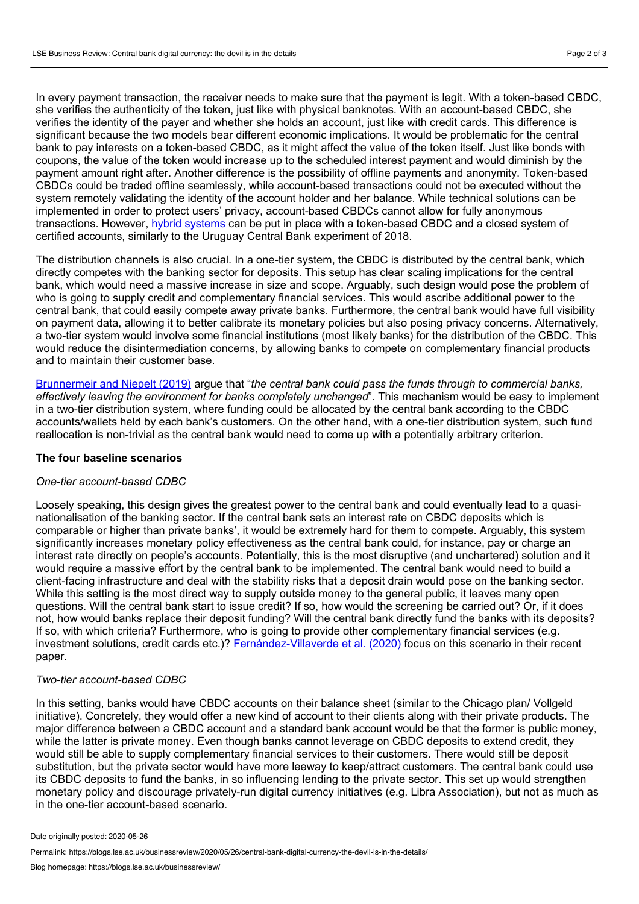In every payment transaction, the receiver needs to make sure that the payment is legit. With a token-based CBDC, she verifies the authenticity of the token, just like with physical banknotes. With an account-based CBDC, she verifies the identity of the payer and whether she holds an account, just like with credit cards. This difference is significant because the two models bear different economic implications. It would be problematic for the central bank to pay interests on a token-based CBDC, as it might affect the value of the token itself. Just like bonds with coupons, the value of the token would increase up to the scheduled interest payment and would diminish by the payment amount right after. Another difference is the possibility of offline payments and anonymity. Token-based CBDCs could be traded offline seamlessly, while account-based transactions could not be executed without the system remotely validating the identity of the account holder and her balance. While technical solutions can be implemented in order to protect users' privacy, account-based CBDCs cannot allow for fully anonymous transactions. However, [hybrid systems] can be put in place with a token-based CBDC and a closed system of certified accounts, similarly to the Uruguay Central Bank experiment of 2018.

The distribution channels is also crucial. In a one-tier system, the CBDC is distributed by the central bank, which directly competes with the banking sector for deposits. This setup has clear scaling implications for the central bank, which would need a massive increase in size and scope. Arguably, such design would pose the problem of who is going to supply credit and complementary financial services. This would ascribe additional power to the central bank, that could easily compete away private banks. Furthermore, the central bank would have full visibility on payment data, allowing it to better calibrate its monetary policies but also posing privacy concerns. Alternatively, a two-tier system would involve some financial institutions (most likely banks) for the distribution of the CBDC. This would reduce the disintermediation concerns, by allowing banks to compete on complementary financial products and to maintain their customer base.

[Brunnermeir and Niepelt (2019)] argue that "*the central bank could pass the funds through to commercial banks, effectively leaving the environment for banks completely unchanged*". This mechanism would be easy to implement in a two-tier distribution system, where funding could be allocated by the central bank according to the CBDC accounts/wallets held by each bank's customers. On the other hand, with a one-tier distribution system, such fund reallocation is non-trivial as the central bank would need to come up with a potentially arbitrary criterion.

**The four baseline scenarios**

*One-tier account-based CDBC*

Loosely speaking, this design gives the greatest power to the central bank and could eventually lead to a quasi-nationalisation of the banking sector. If the central bank sets an interest rate on CBDC deposits which is comparable or higher than private banks', it would be extremely hard for them to compete. Arguably, this system significantly increases monetary policy effectiveness as the central bank could, for instance, pay or charge an interest rate directly on people's accounts. Potentially, this is the most disruptive (and unchartered) solution and it would require a massive effort by the central bank to be implemented. The central bank would need to build a client-facing infrastructure and deal with the stability risks that a deposit drain would pose on the banking sector. While this setting is the most direct way to supply outside money to the general public, it leaves many open questions. Will the central bank start to issue credit? If so, how would the screening be carried out? Or, if it does not, how would banks replace their deposit funding? Will the central bank directly fund the banks with its deposits? If so, with which criteria? Furthermore, who is going to provide other complementary financial services (e.g. investment solutions, credit cards etc.)? [Fernández-Villaverde et al. (2020)] focus on this scenario in their recent paper.

*Two-tier account-based CDBC*

In this setting, banks would have CBDC accounts on their balance sheet (similar to the Chicago plan/ Vollgeld initiative). Concretely, they would offer a new kind of account to their clients along with their private products. The major difference between a CBDC account and a standard bank account would be that the former is public money, while the latter is private money. Even though banks cannot leverage on CBDC deposits to extend credit, they would still be able to supply complementary financial services to their customers. There would still be deposit substitution, but the private sector would have more leeway to keep/attract customers. The central bank could use its CBDC deposits to fund the banks, in so influencing lending to the private sector. This set up would strengthen monetary policy and discourage privately-run digital currency initiatives (e.g. Libra Association), but not as much as in the one-tier account-based scenario.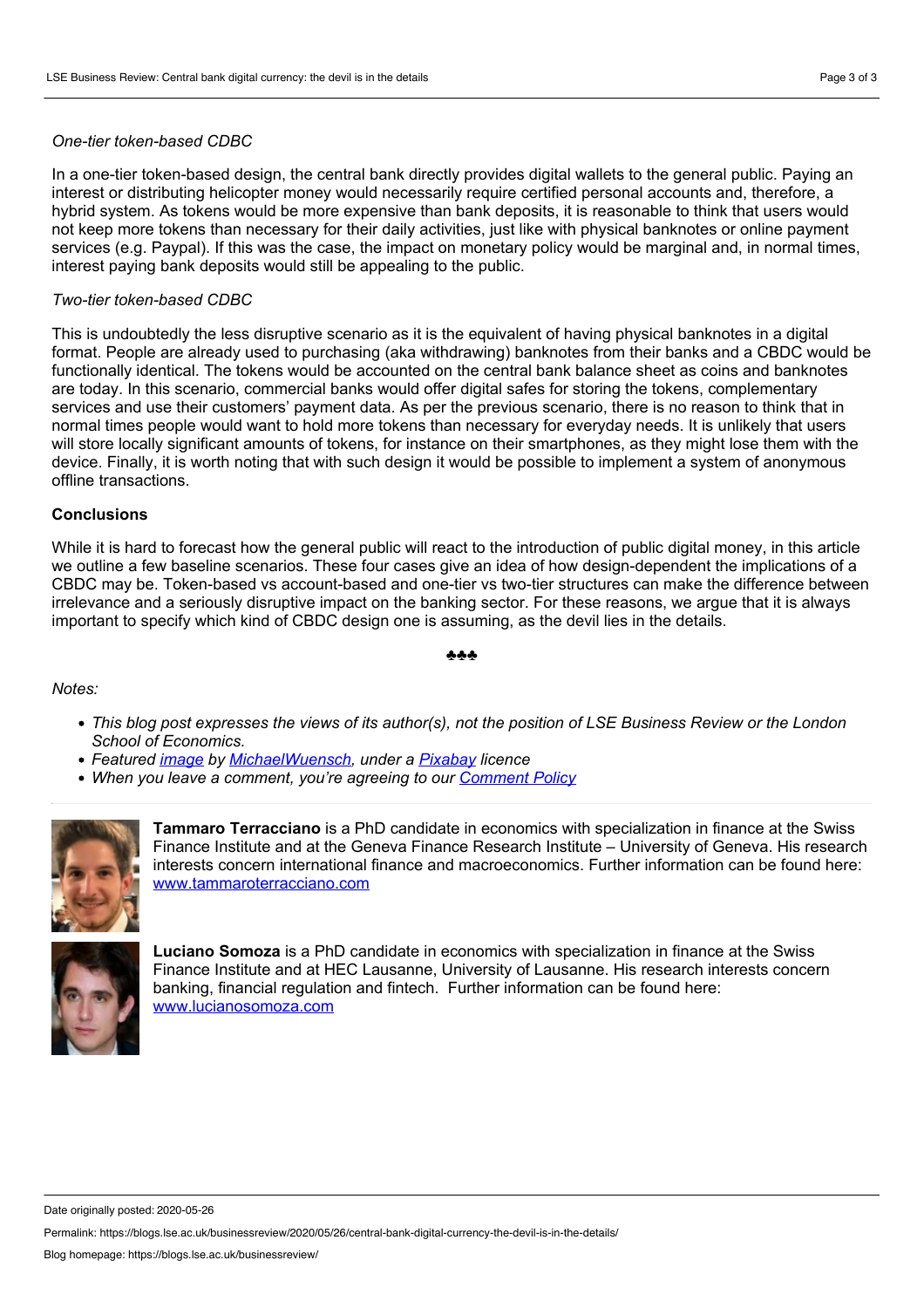*One-tier token-based CDBC*

In a one-tier token-based design, the central bank directly provides digital wallets to the general public. Paying an interest or distributing helicopter money would necessarily require certified personal accounts and, therefore, a hybrid system. As tokens would be more expensive than bank deposits, it is reasonable to think that users would not keep more tokens than necessary for their daily activities, just like with physical banknotes or online payment services (e.g. Paypal). If this was the case, the impact on monetary policy would be marginal and, in normal times, interest paying bank deposits would still be appealing to the public.

*Two-tier token-based CDBC*

This is undoubtedly the less disruptive scenario as it is the equivalent of having physical banknotes in a digital format. People are already used to purchasing (aka withdrawing) banknotes from their banks and a CBDC would be functionally identical. The tokens would be accounted on the central bank balance sheet as coins and banknotes are today. In this scenario, commercial banks would offer digital safes for storing the tokens, complementary services and use their customers' payment data. As per the previous scenario, there is no reason to think that in normal times people would want to hold more tokens than necessary for everyday needs. It is unlikely that users will store locally significant amounts of tokens, for instance on their smartphones, as they might lose them with the device. Finally, it is worth noting that with such design it would be possible to implement a system of anonymous offline transactions.

**Conclusions**

While it is hard to forecast how the general public will react to the introduction of public digital money, in this article we outline a few baseline scenarios. These four cases give an idea of how design-dependent the implications of a CBDC may be. Token-based vs account-based and one-tier vs two-tier structures can make the difference between irrelevance and a seriously disruptive impact on the banking sector. For these reasons, we argue that it is always important to specify which kind of CBDC design one is assuming, as the devil lies in the details.

♣♣♣

*Notes:*

- *This blog post expresses the views of its author(s), not the position of LSE Business Review or the London School of Economics.*
- *Featured image by MichaelWuensch, under a Pixabay licence*
- *When you leave a comment, you're agreeing to our Comment Policy*

**Tammaro Terracciano** is a PhD candidate in economics with specialization in finance at the Swiss Finance Institute and at the Geneva Finance Research Institute – University of Geneva. His research interests concern international finance and macroeconomics. Further information can be found here: www.tammaroterracciano.com

**Luciano Somoza** is a PhD candidate in economics with specialization in finance at the Swiss Finance Institute and at HEC Lausanne, University of Lausanne. His research interests concern banking, financial regulation and fintech. Further information can be found here: www.lucianosomoza.com

Date originally posted: 2020-05-26

Permalink: https://blogs.lse.ac.uk/businessreview/2020/05/26/central-bank-digital-currency-the-devil-is-in-the-details/

Blog homepage: https://blogs.lse.ac.uk/businessreview/